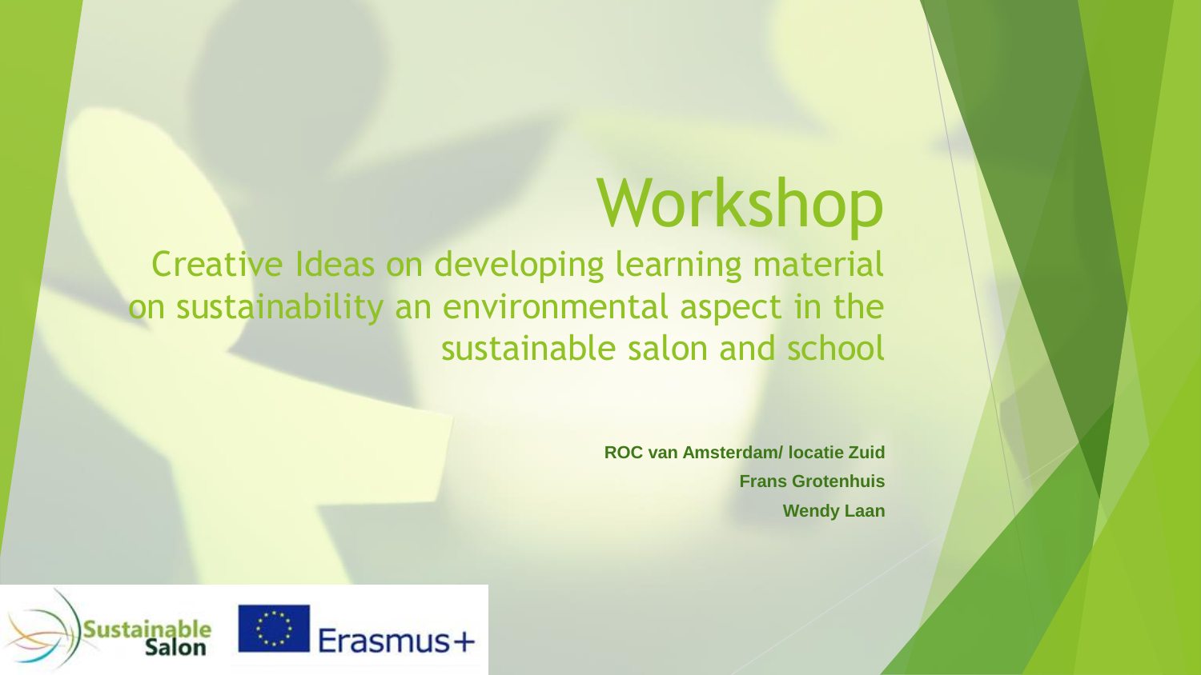# Workshop

## Creative Ideas on developing learning material on sustainability an environmental aspect in the sustainable salon and school

**ROC van Amsterdam/ locatie Zuid**

**Frans Grotenhuis**

**Wendy Laan**

Sustainable Salon

Erasmus+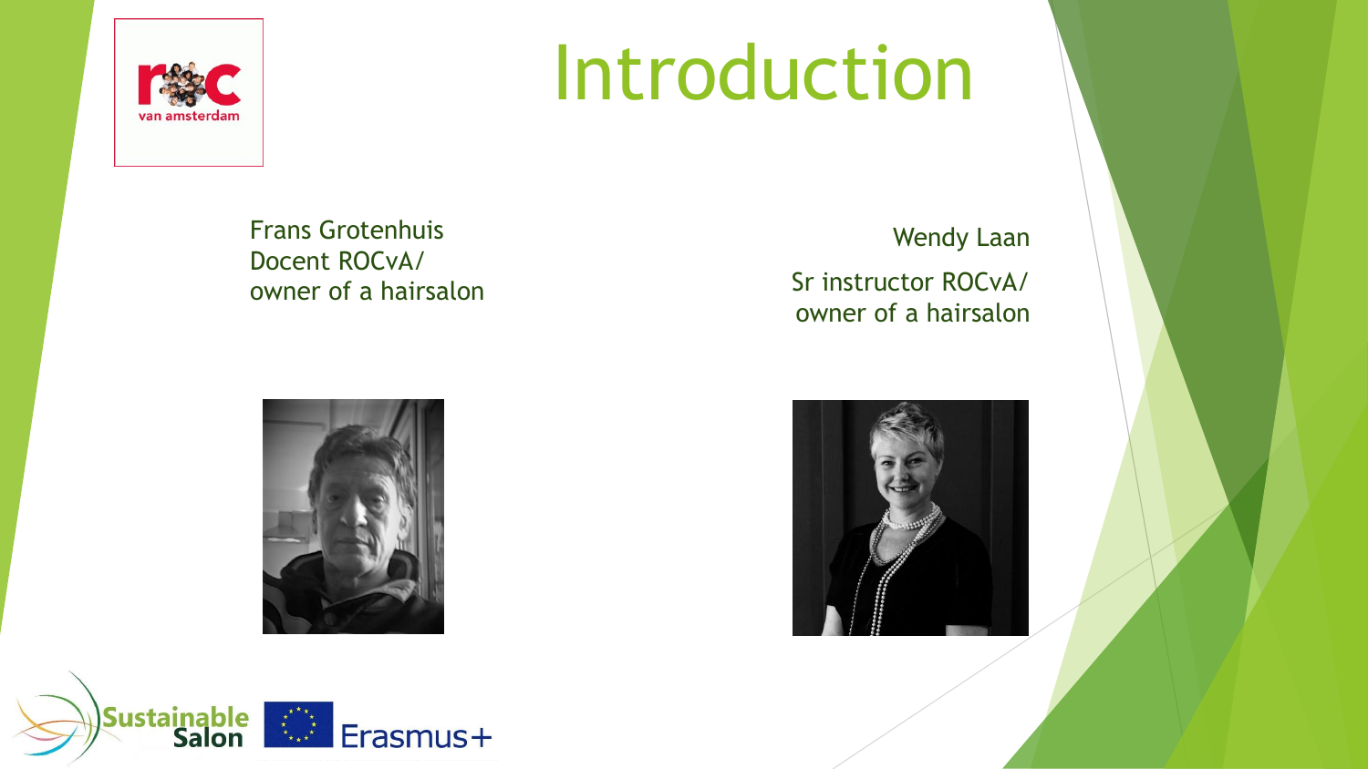# Introduction

Frans Grotenhuis
Docent ROCvA/
owner of a hairsalon

Wendy Laan
Sr instructor ROCvA/
owner of a hairsalon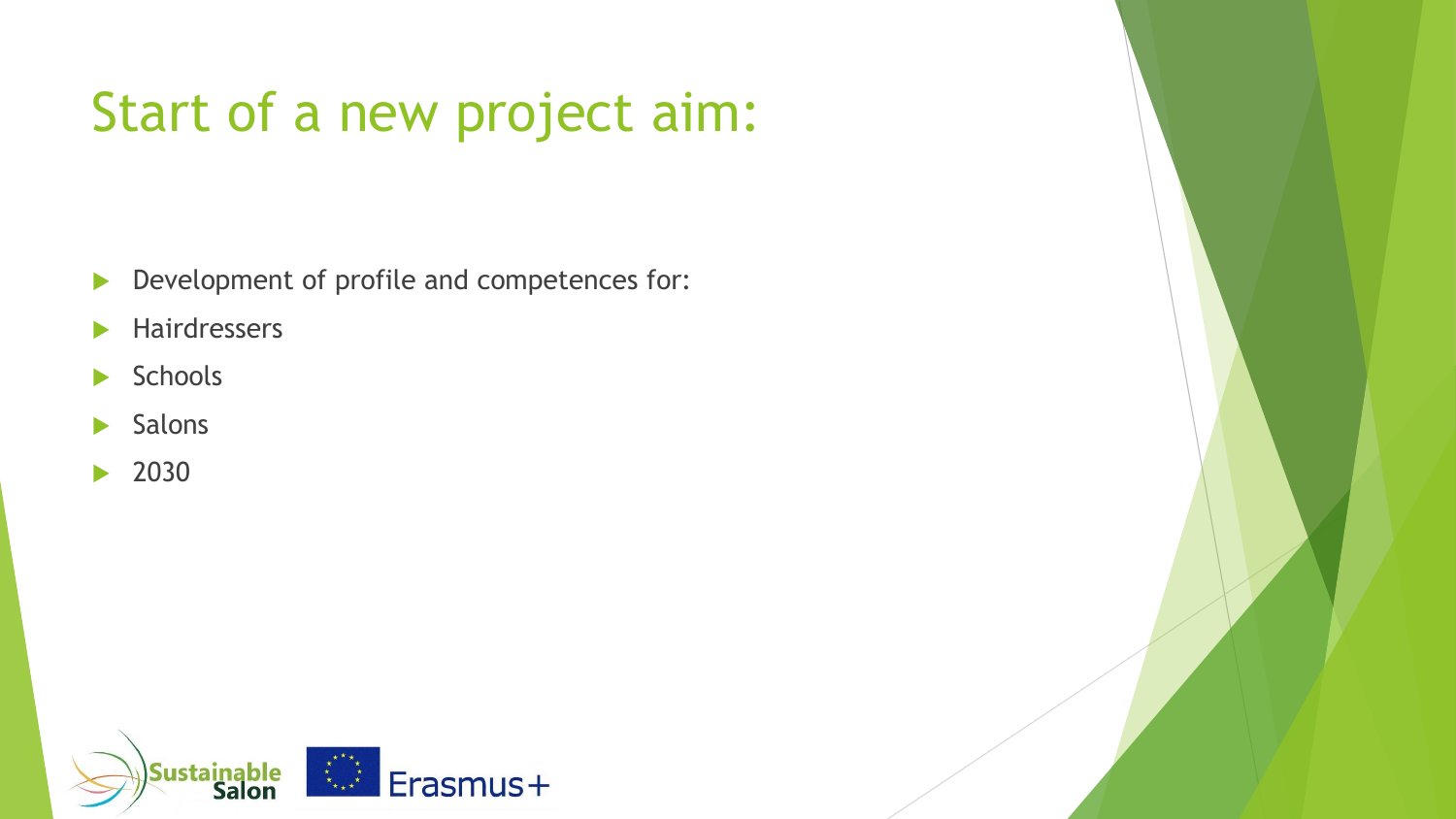# Start of a new project aim:

- Development of profile and competences for:
- Hairdressers
- Schools
- Salons
- 2030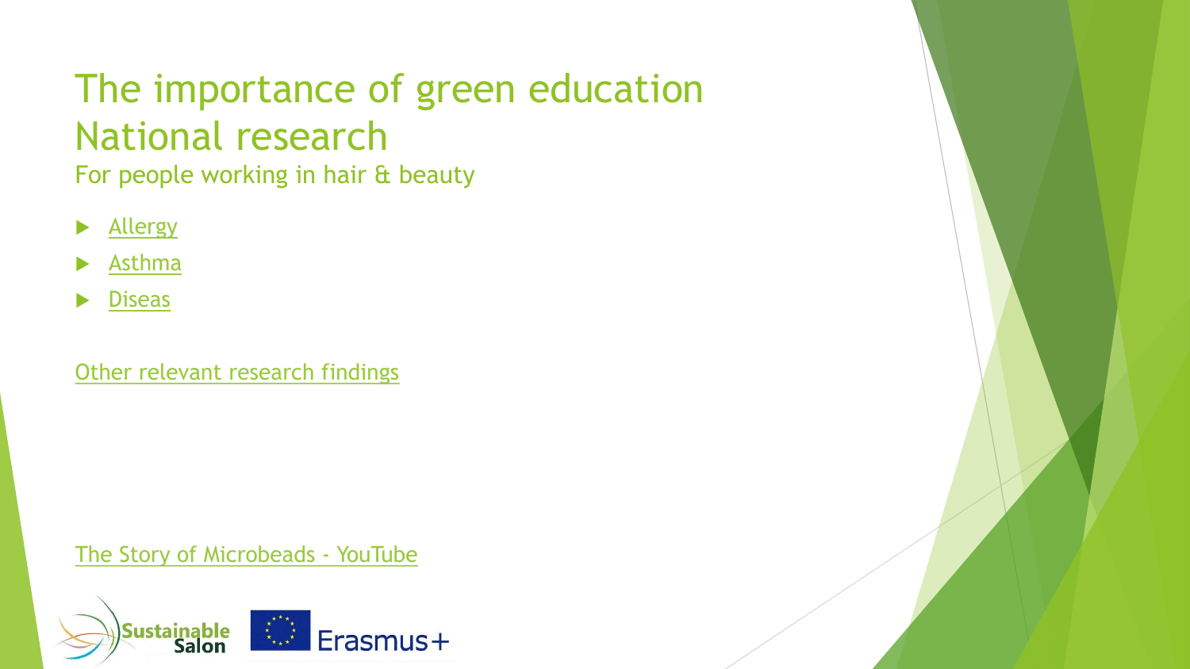# The importance of green education National research

For people working in hair & beauty

- Allergy
- Asthma
- Diseas

Other relevant research findings

The Story of Microbeads - YouTube

Sustainable Salon

Erasmus+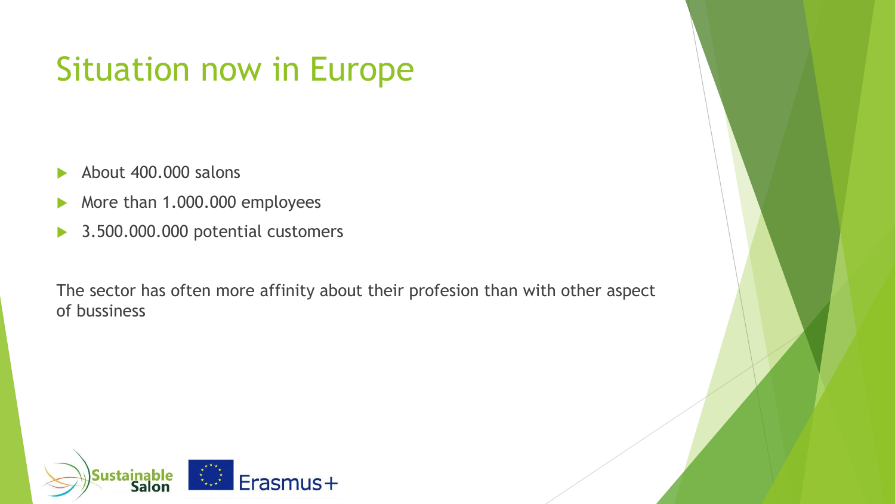# Situation now in Europe

- About 400.000 salons
- More than 1.000.000 employees
- 3.500.000.000 potential customers

The sector has often more affinity about their profesion than with other aspect of bussiness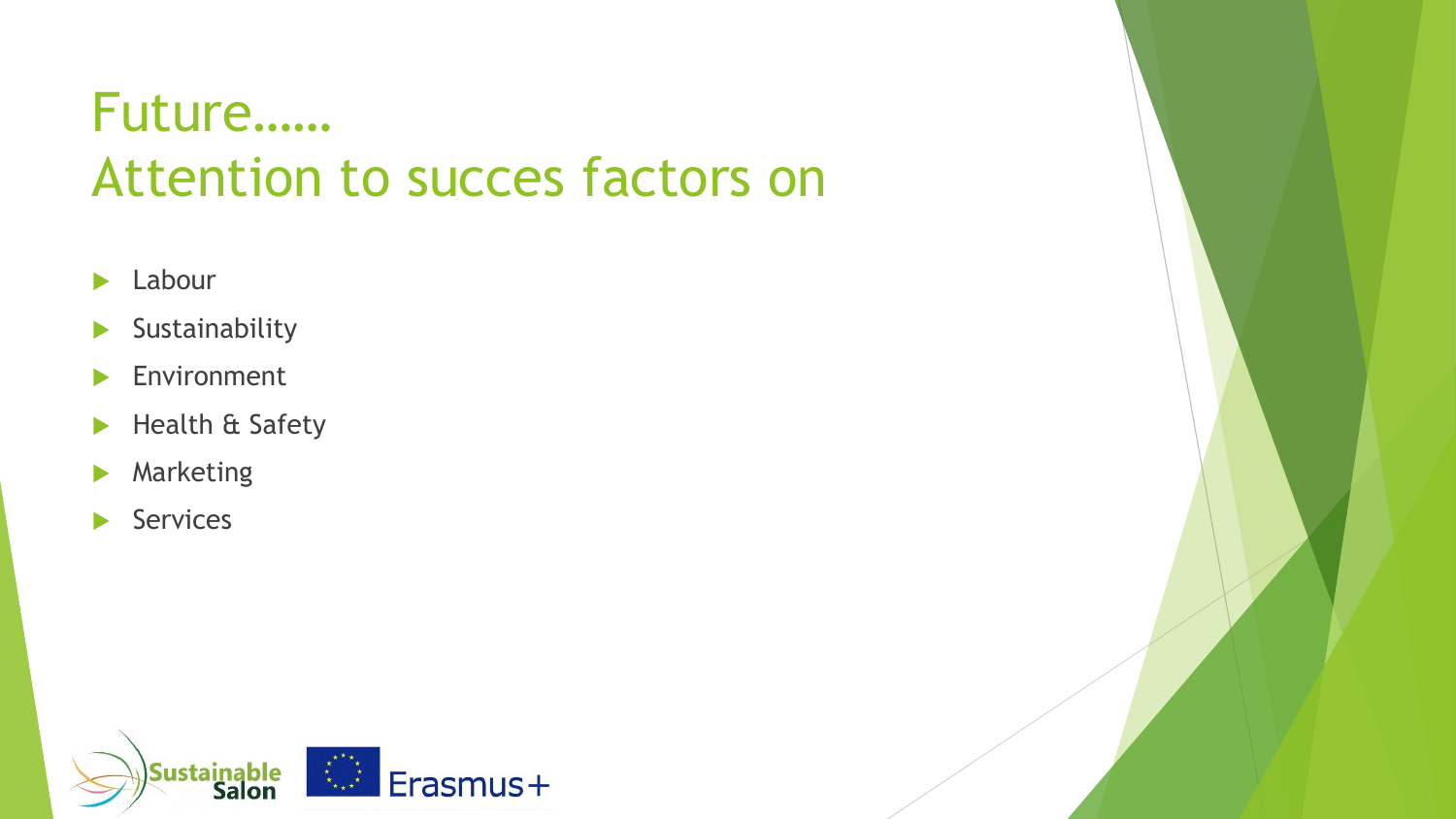# Future……
# Attention to succes factors on

- Labour
- Sustainability
- Environment
- Health & Safety
- Marketing
- Services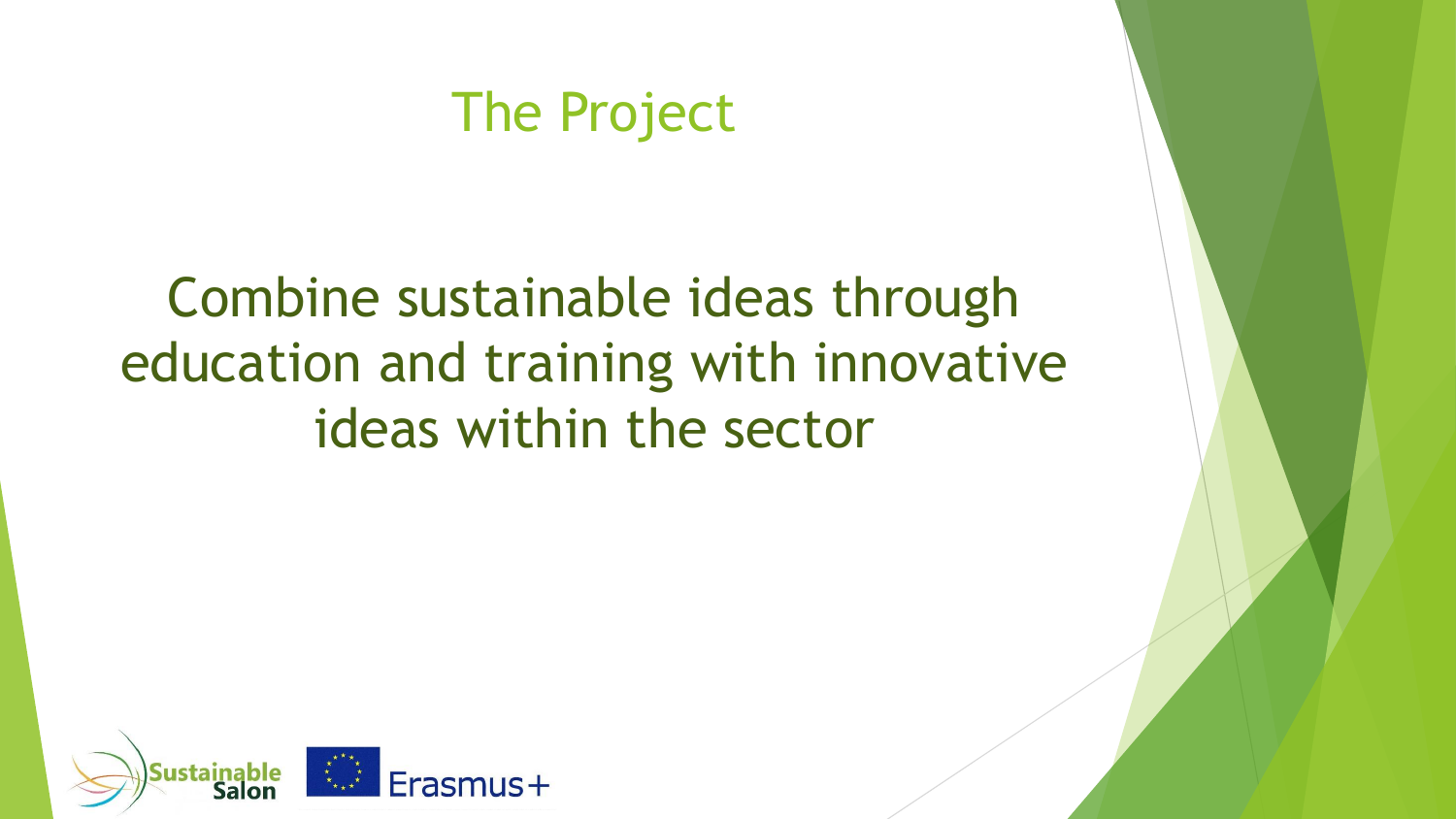# The Project

Combine sustainable ideas through education and training with innovative ideas within the sector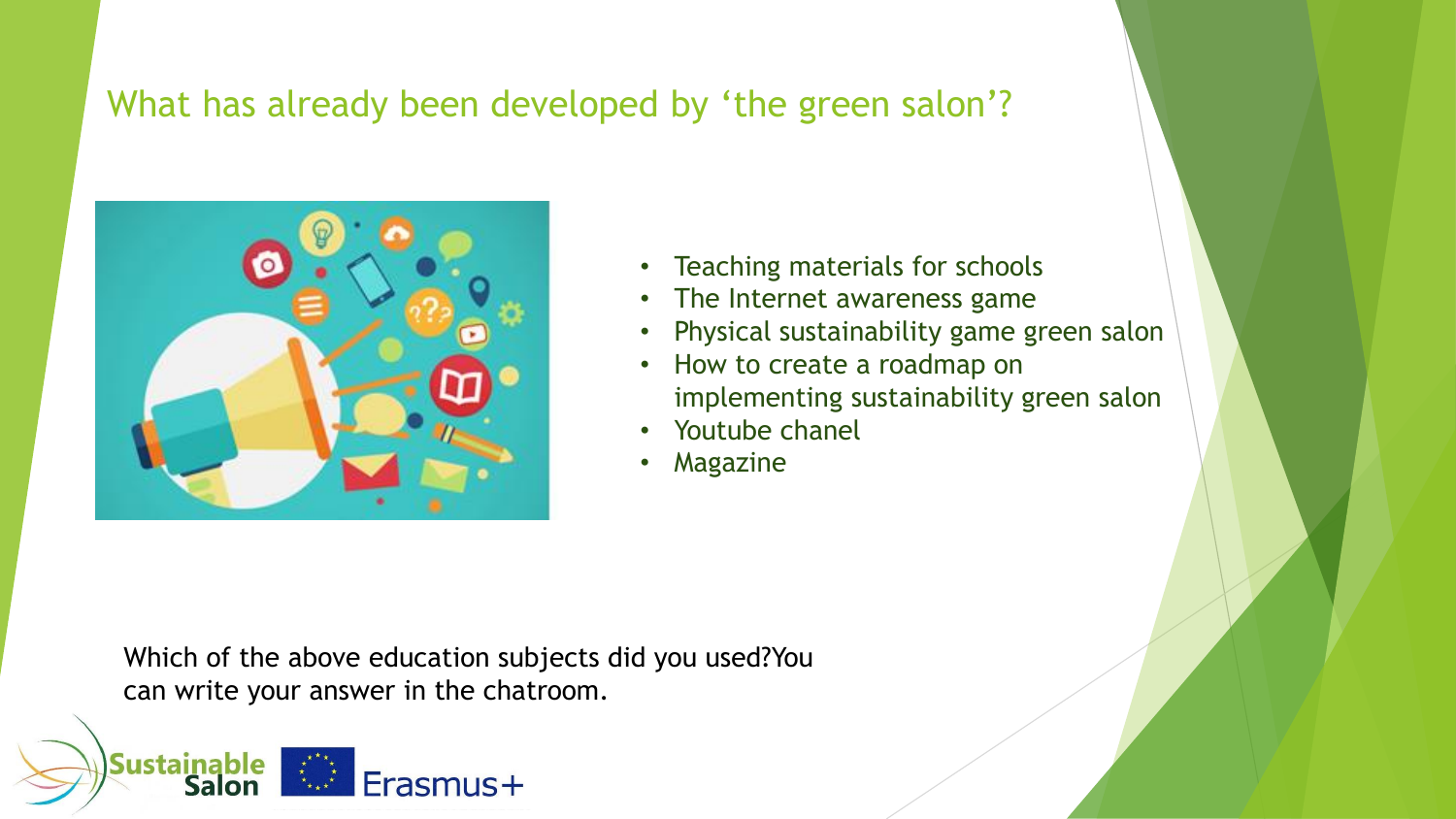## What has already been developed by 'the green salon'?

- Teaching materials for schools
- The Internet awareness game
- Physical sustainability game green salon
- How to create a roadmap on implementing sustainability green salon
- Youtube chanel
- Magazine

Which of the above education subjects did you used?You can write your answer in the chatroom.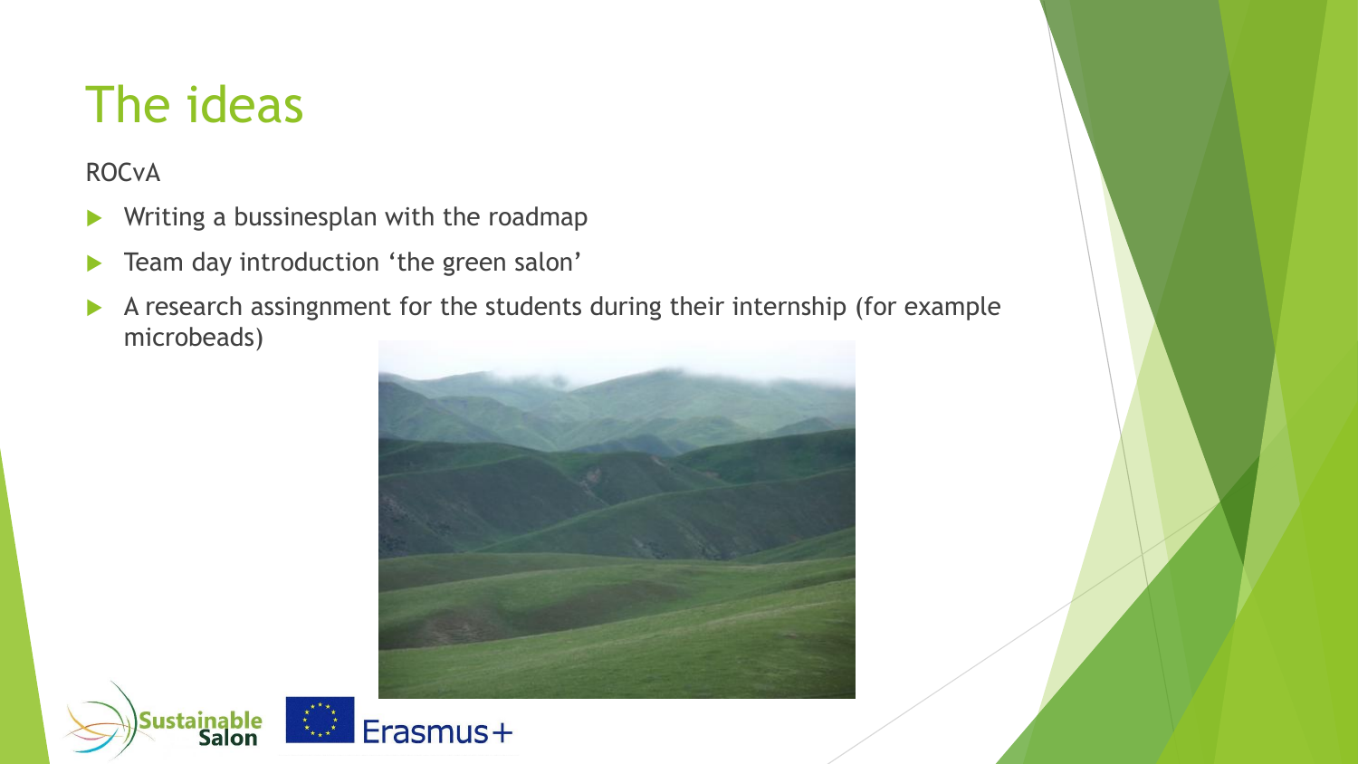# The ideas

ROCvA

- Writing a bussinesplan with the roadmap
- Team day introduction 'the green salon'
- A research assingnment for the students during their internship (for example microbeads)